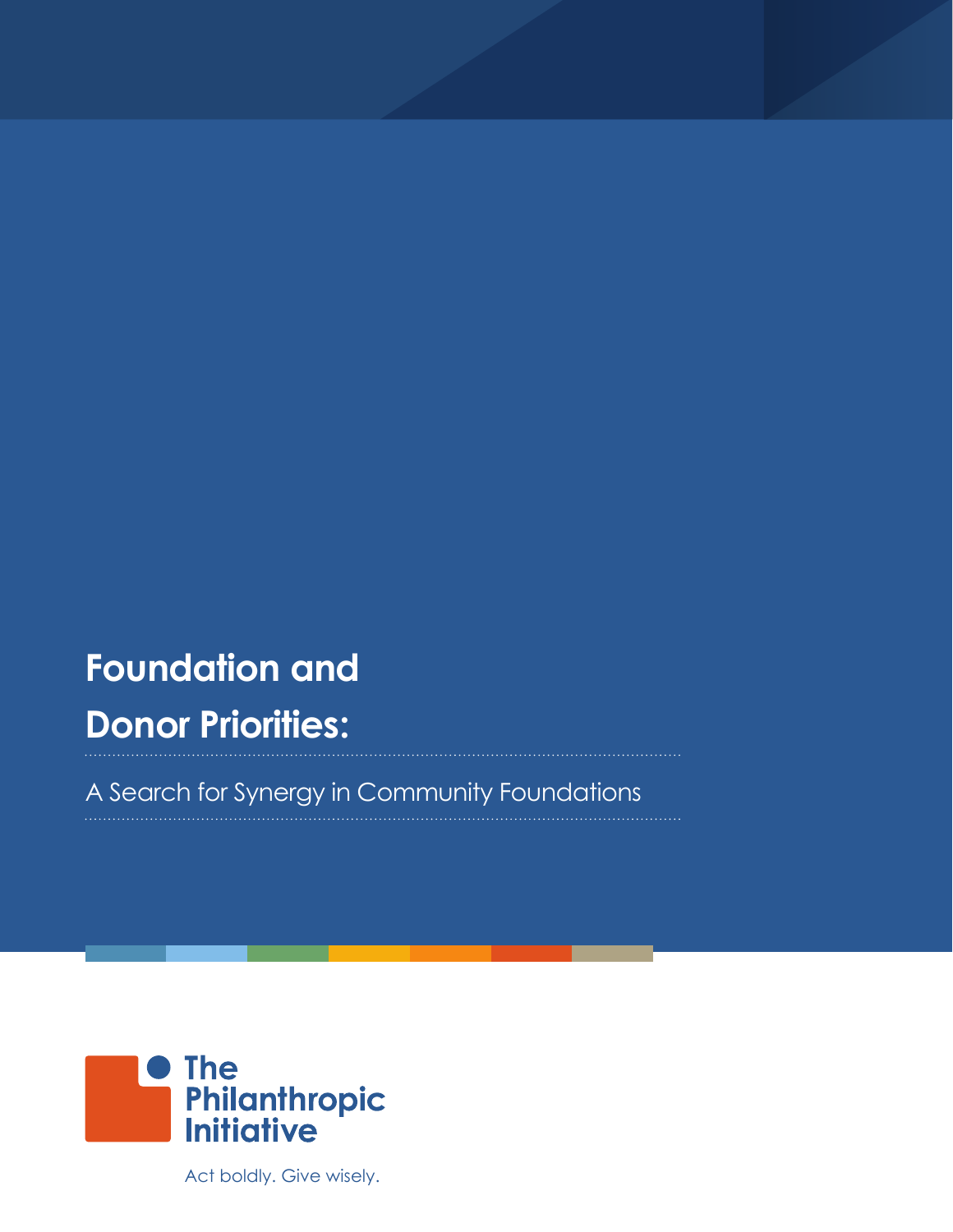# Foundation and Donor Priorities:

## A Search for Synergy in Community Foundations

The Philanthropic Initiative

Act boldly. Give wisely.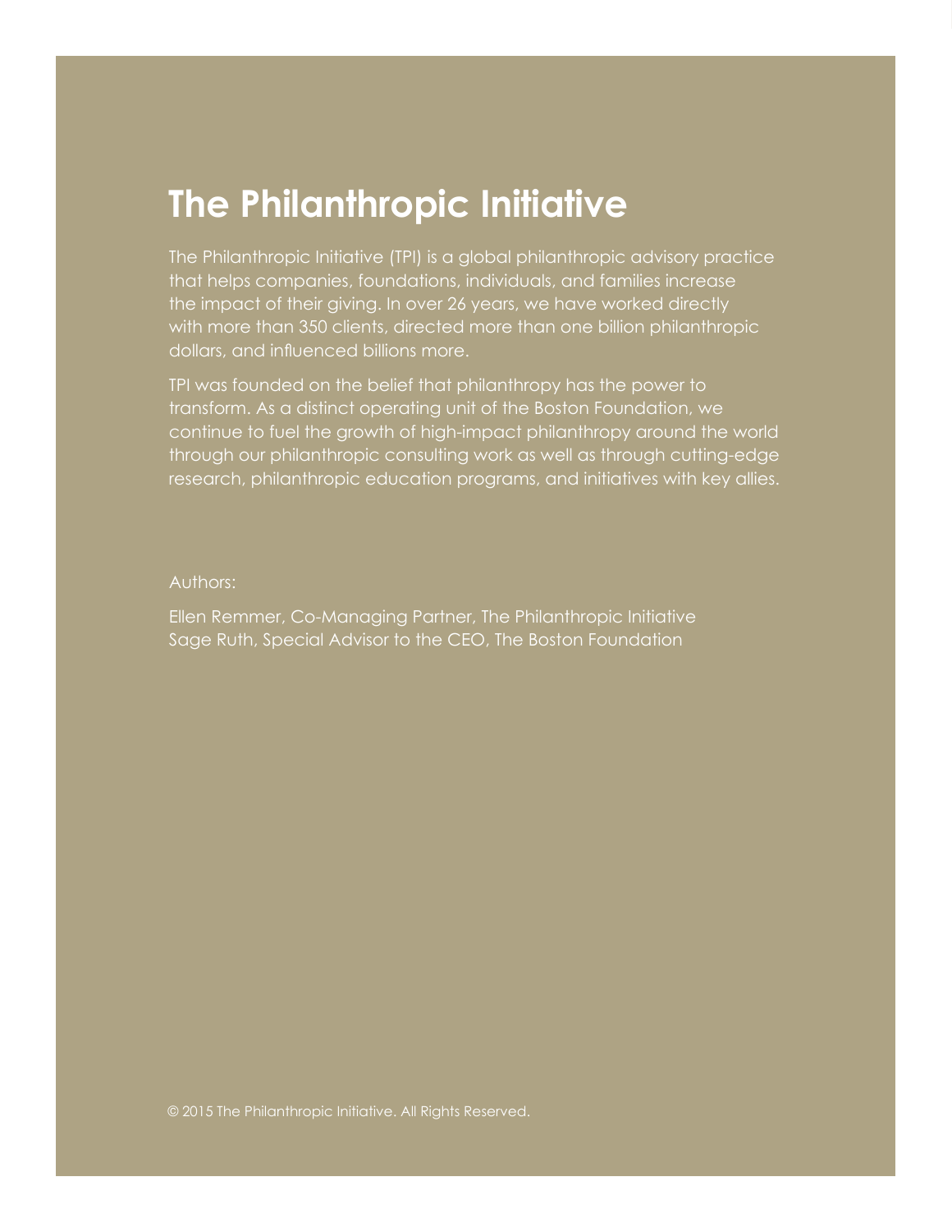# The Philanthropic Initiative

The Philanthropic Initiative (TPI) is a global philanthropic advisory practice that helps companies, foundations, individuals, and families increase the impact of their giving. In over 26 years, we have worked directly with more than 350 clients, directed more than one billion philanthropic dollars, and influenced billions more.

TPI was founded on the belief that philanthropy has the power to transform. As a distinct operating unit of the Boston Foundation, we continue to fuel the growth of high-impact philanthropy around the world through our philanthropic consulting work as well as through cutting-edge research, philanthropic education programs, and initiatives with key allies.

Authors:

Ellen Remmer, Co-Managing Partner, The Philanthropic Initiative
Sage Ruth, Special Advisor to the CEO, The Boston Foundation

© 2015 The Philanthropic Initiative. All Rights Reserved.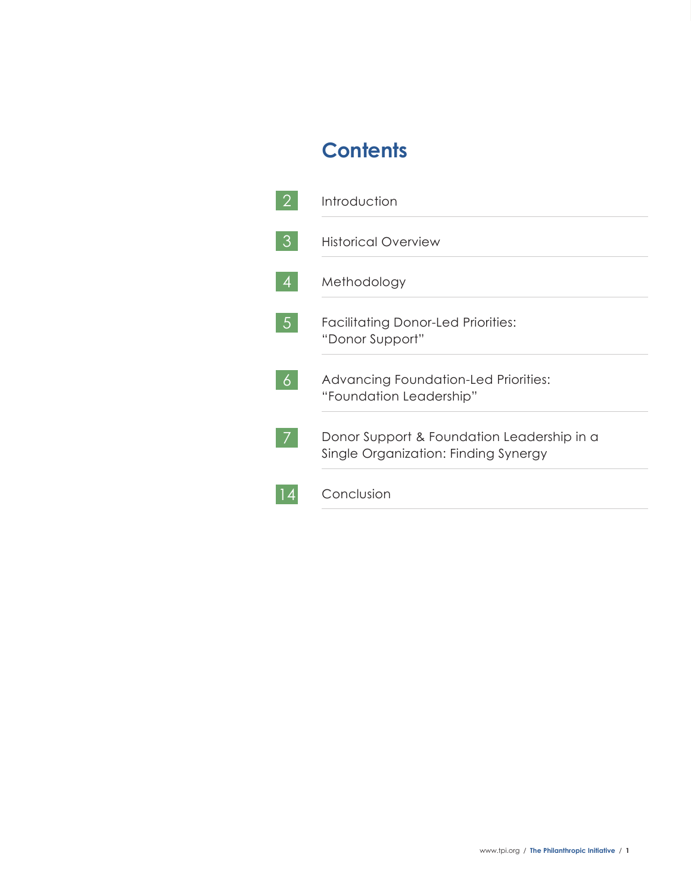# Contents

| Page | Section |
|---|---|
| 2 | Introduction |
| 3 | Historical Overview |
| 4 | Methodology |
| 5 | Facilitating Donor-Led Priorities: "Donor Support" |
| 6 | Advancing Foundation-Led Priorities: "Foundation Leadership" |
| 7 | Donor Support & Foundation Leadership in a Single Organization: Finding Synergy |
| 14 | Conclusion |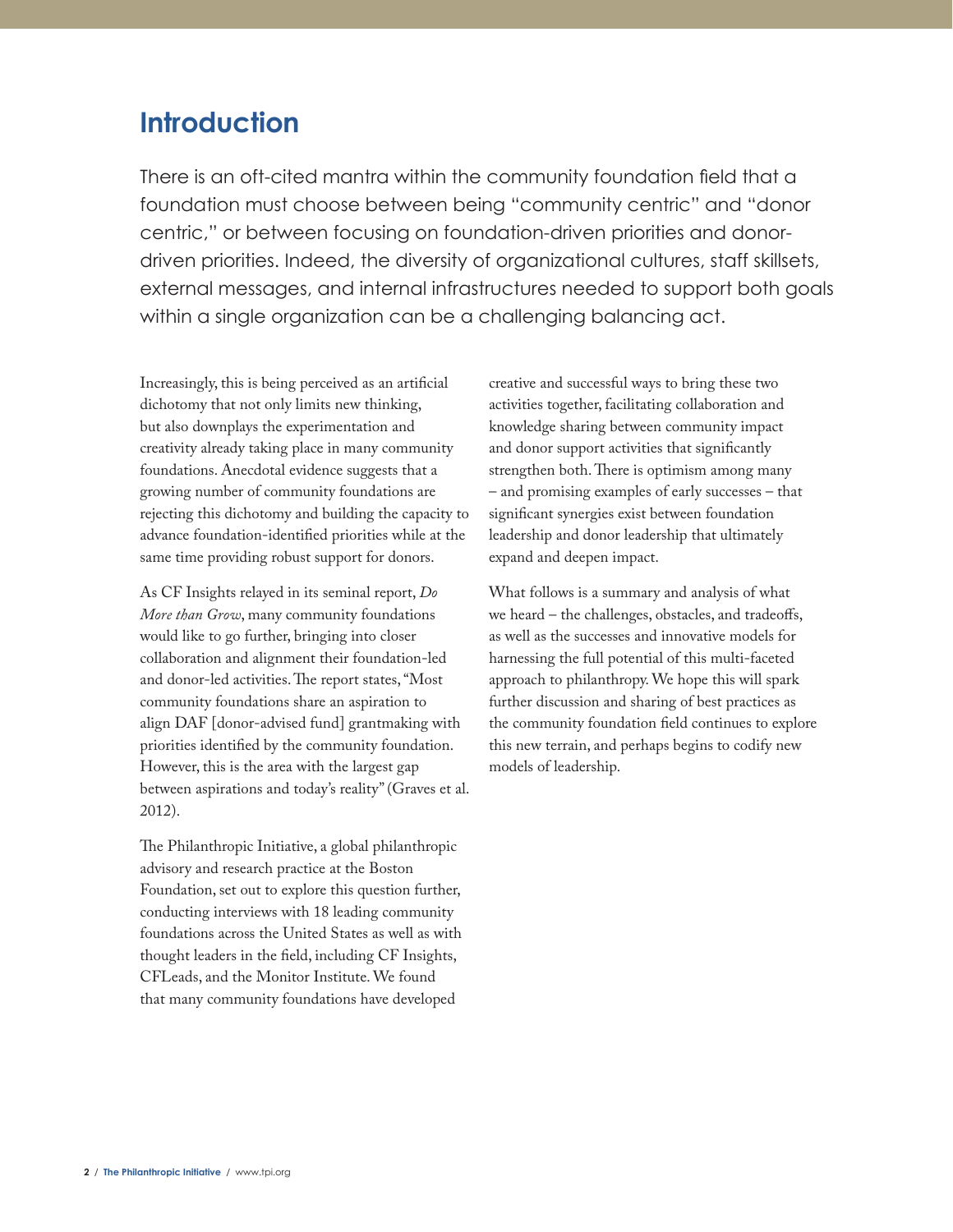# Introduction

There is an oft-cited mantra within the community foundation field that a foundation must choose between being "community centric" and "donor centric," or between focusing on foundation-driven priorities and donor-driven priorities. Indeed, the diversity of organizational cultures, staff skillsets, external messages, and internal infrastructures needed to support both goals within a single organization can be a challenging balancing act.

Increasingly, this is being perceived as an artificial dichotomy that not only limits new thinking, but also downplays the experimentation and creativity already taking place in many community foundations. Anecdotal evidence suggests that a growing number of community foundations are rejecting this dichotomy and building the capacity to advance foundation-identified priorities while at the same time providing robust support for donors.

As CF Insights relayed in its seminal report, *Do More than Grow*, many community foundations would like to go further, bringing into closer collaboration and alignment their foundation-led and donor-led activities. The report states, "Most community foundations share an aspiration to align DAF [donor-advised fund] grantmaking with priorities identified by the community foundation. However, this is the area with the largest gap between aspirations and today's reality" (Graves et al. 2012).

The Philanthropic Initiative, a global philanthropic advisory and research practice at the Boston Foundation, set out to explore this question further, conducting interviews with 18 leading community foundations across the United States as well as with thought leaders in the field, including CF Insights, CFLeads, and the Monitor Institute. We found that many community foundations have developed creative and successful ways to bring these two activities together, facilitating collaboration and knowledge sharing between community impact and donor support activities that significantly strengthen both. There is optimism among many – and promising examples of early successes – that significant synergies exist between foundation leadership and donor leadership that ultimately expand and deepen impact.

What follows is a summary and analysis of what we heard – the challenges, obstacles, and tradeoffs, as well as the successes and innovative models for harnessing the full potential of this multi-faceted approach to philanthropy. We hope this will spark further discussion and sharing of best practices as the community foundation field continues to explore this new terrain, and perhaps begins to codify new models of leadership.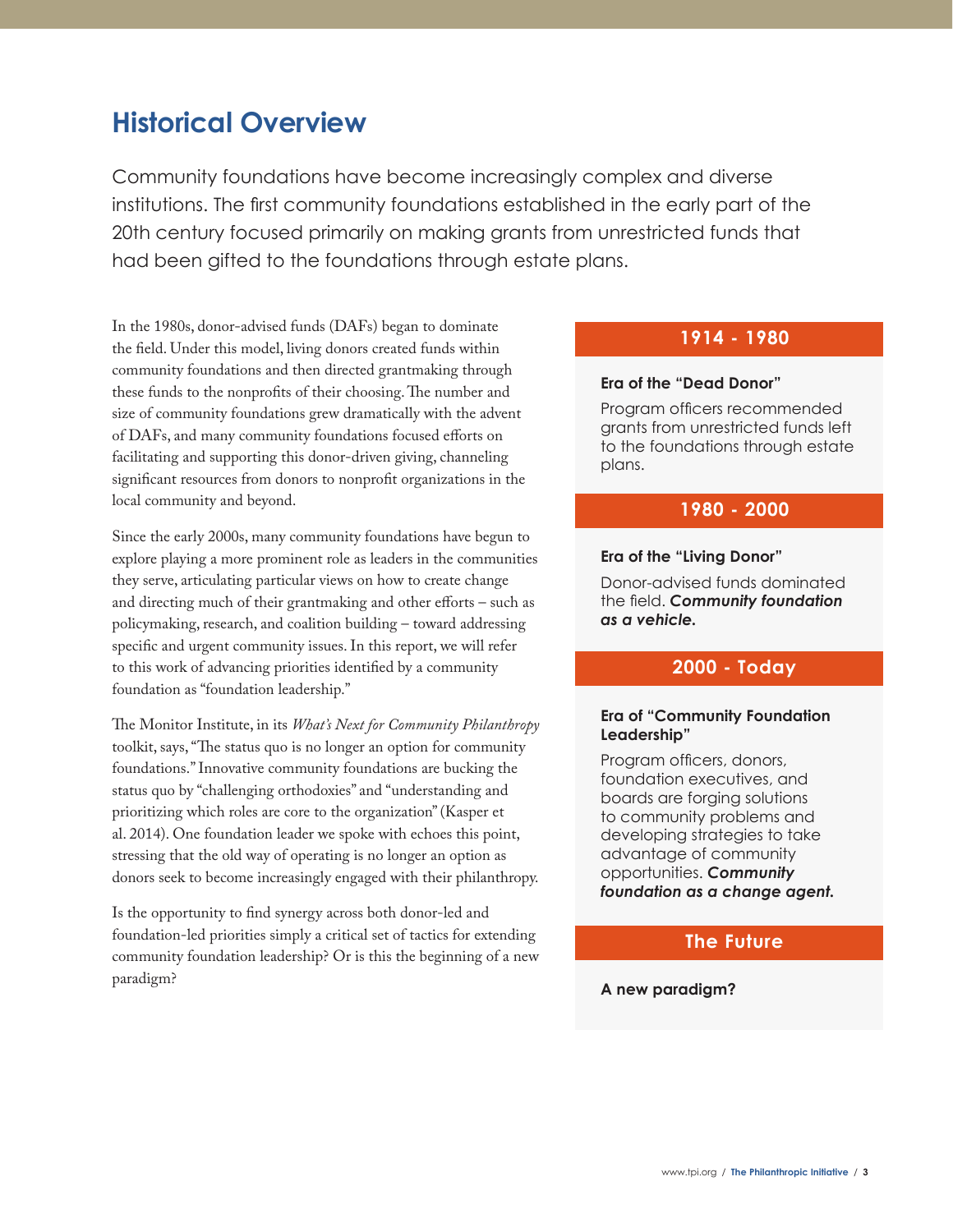## Historical Overview

Community foundations have become increasingly complex and diverse institutions. The first community foundations established in the early part of the 20th century focused primarily on making grants from unrestricted funds that had been gifted to the foundations through estate plans.

In the 1980s, donor-advised funds (DAFs) began to dominate the field. Under this model, living donors created funds within community foundations and then directed grantmaking through these funds to the nonprofits of their choosing. The number and size of community foundations grew dramatically with the advent of DAFs, and many community foundations focused efforts on facilitating and supporting this donor-driven giving, channeling significant resources from donors to nonprofit organizations in the local community and beyond.

Since the early 2000s, many community foundations have begun to explore playing a more prominent role as leaders in the communities they serve, articulating particular views on how to create change and directing much of their grantmaking and other efforts – such as policymaking, research, and coalition building – toward addressing specific and urgent community issues. In this report, we will refer to this work of advancing priorities identified by a community foundation as "foundation leadership."

The Monitor Institute, in its *What's Next for Community Philanthropy* toolkit, says, "The status quo is no longer an option for community foundations." Innovative community foundations are bucking the status quo by "challenging orthodoxies" and "understanding and prioritizing which roles are core to the organization" (Kasper et al. 2014). One foundation leader we spoke with echoes this point, stressing that the old way of operating is no longer an option as donors seek to become increasingly engaged with their philanthropy.

Is the opportunity to find synergy across both donor-led and foundation-led priorities simply a critical set of tactics for extending community foundation leadership? Or is this the beginning of a new paradigm?

### 1914 - 1980

**Era of the "Dead Donor"**

Program officers recommended grants from unrestricted funds left to the foundations through estate plans.

### 1980 - 2000

**Era of the "Living Donor"**

Donor-advised funds dominated the field. ***Community foundation as a vehicle.***

### 2000 - Today

**Era of "Community Foundation Leadership"**

Program officers, donors, foundation executives, and boards are forging solutions to community problems and developing strategies to take advantage of community opportunities. ***Community foundation as a change agent.***

### The Future

**A new paradigm?**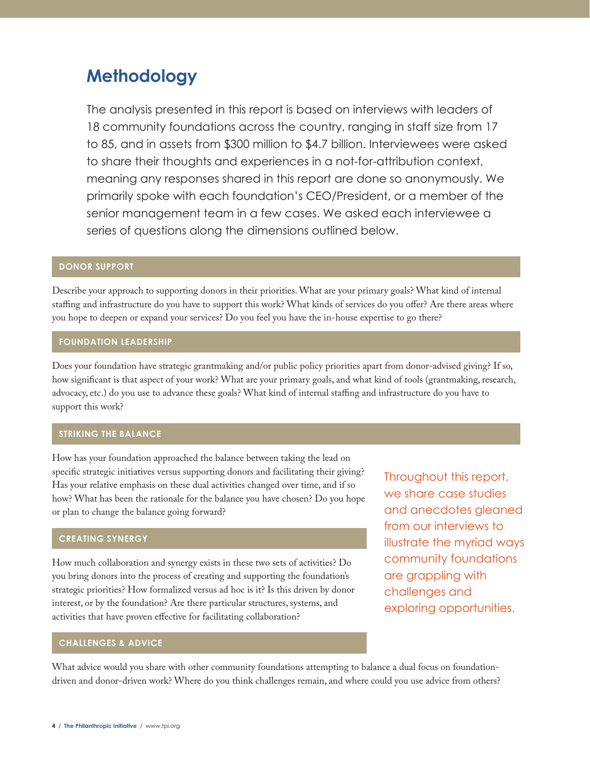# Methodology

The analysis presented in this report is based on interviews with leaders of 18 community foundations across the country, ranging in staff size from 17 to 85, and in assets from $300 million to $4.7 billion. Interviewees were asked to share their thoughts and experiences in a not-for-attribution context, meaning any responses shared in this report are done so anonymously. We primarily spoke with each foundation's CEO/President, or a member of the senior management team in a few cases. We asked each interviewee a series of questions along the dimensions outlined below.

### DONOR SUPPORT

Describe your approach to supporting donors in their priorities. What are your primary goals? What kind of internal staffing and infrastructure do you have to support this work? What kinds of services do you offer? Are there areas where you hope to deepen or expand your services? Do you feel you have the in-house expertise to go there?

### FOUNDATION LEADERSHIP

Does your foundation have strategic grantmaking and/or public policy priorities apart from donor-advised giving? If so, how significant is that aspect of your work? What are your primary goals, and what kind of tools (grantmaking, research, advocacy, etc.) do you use to advance these goals? What kind of internal staffing and infrastructure do you have to support this work?

### STRIKING THE BALANCE

How has your foundation approached the balance between taking the lead on specific strategic initiatives versus supporting donors and facilitating their giving? Has your relative emphasis on these dual activities changed over time, and if so how? What has been the rationale for the balance you have chosen? Do you hope or plan to change the balance going forward?

### CREATING SYNERGY

How much collaboration and synergy exists in these two sets of activities? Do you bring donors into the process of creating and supporting the foundation's strategic priorities? How formalized versus ad hoc is it? Is this driven by donor interest, or by the foundation? Are there particular structures, systems, and activities that have proven effective for facilitating collaboration?

### CHALLENGES & ADVICE

What advice would you share with other community foundations attempting to balance a dual focus on foundation-driven and donor-driven work? Where do you think challenges remain, and where could you use advice from others?

Throughout this report, we share case studies and anecdotes gleaned from our interviews to illustrate the myriad ways community foundations are grappling with challenges and exploring opportunities.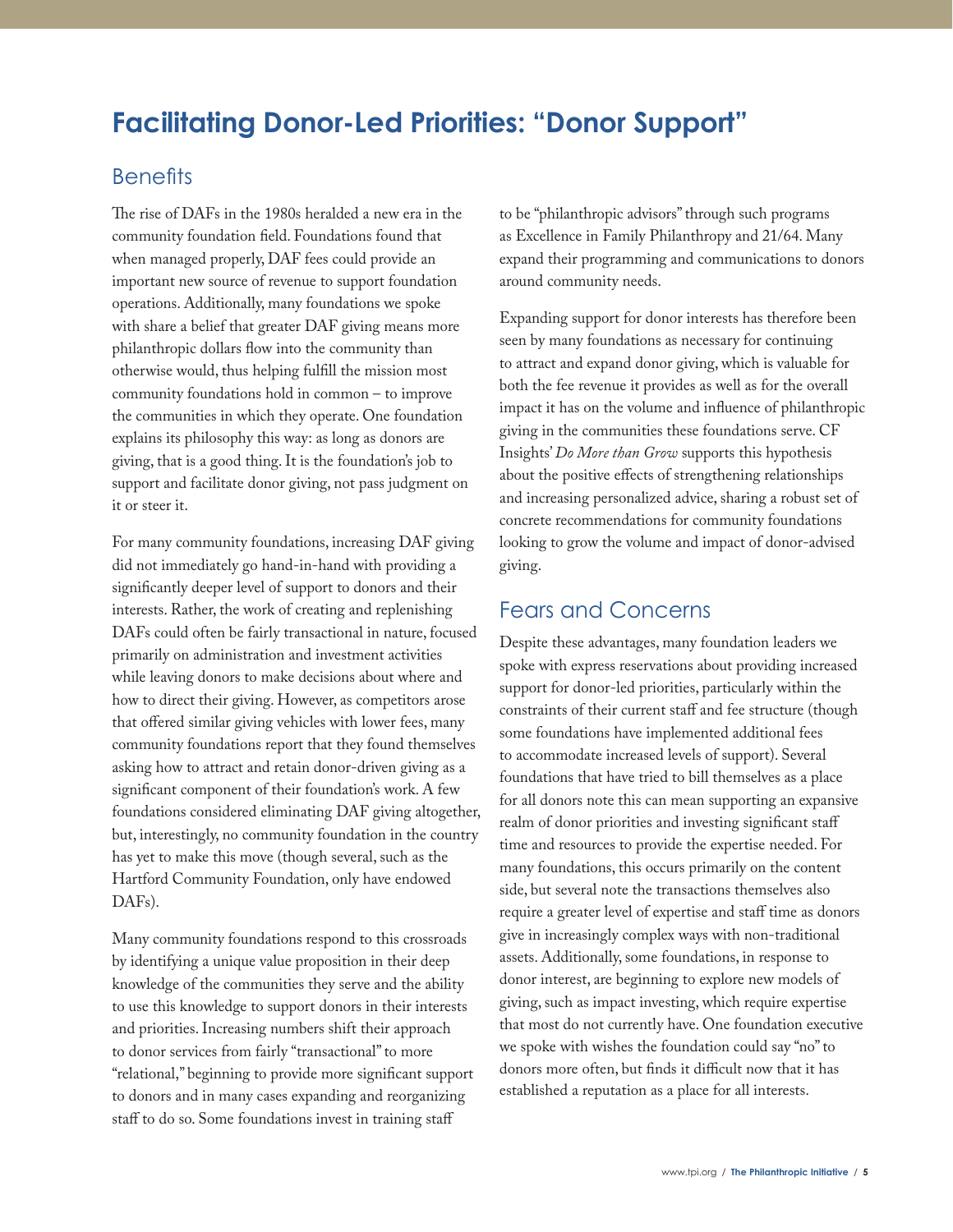## Facilitating Donor-Led Priorities: "Donor Support"

### Benefits

The rise of DAFs in the 1980s heralded a new era in the community foundation field. Foundations found that when managed properly, DAF fees could provide an important new source of revenue to support foundation operations. Additionally, many foundations we spoke with share a belief that greater DAF giving means more philanthropic dollars flow into the community than otherwise would, thus helping fulfill the mission most community foundations hold in common – to improve the communities in which they operate. One foundation explains its philosophy this way: as long as donors are giving, that is a good thing. It is the foundation's job to support and facilitate donor giving, not pass judgment on it or steer it.

For many community foundations, increasing DAF giving did not immediately go hand-in-hand with providing a significantly deeper level of support to donors and their interests. Rather, the work of creating and replenishing DAFs could often be fairly transactional in nature, focused primarily on administration and investment activities while leaving donors to make decisions about where and how to direct their giving. However, as competitors arose that offered similar giving vehicles with lower fees, many community foundations report that they found themselves asking how to attract and retain donor-driven giving as a significant component of their foundation's work. A few foundations considered eliminating DAF giving altogether, but, interestingly, no community foundation in the country has yet to make this move (though several, such as the Hartford Community Foundation, only have endowed DAFs).

Many community foundations respond to this crossroads by identifying a unique value proposition in their deep knowledge of the communities they serve and the ability to use this knowledge to support donors in their interests and priorities. Increasing numbers shift their approach to donor services from fairly "transactional" to more "relational," beginning to provide more significant support to donors and in many cases expanding and reorganizing staff to do so. Some foundations invest in training staff to be "philanthropic advisors" through such programs as Excellence in Family Philanthropy and 21/64. Many expand their programming and communications to donors around community needs.

Expanding support for donor interests has therefore been seen by many foundations as necessary for continuing to attract and expand donor giving, which is valuable for both the fee revenue it provides as well as for the overall impact it has on the volume and influence of philanthropic giving in the communities these foundations serve. CF Insights' *Do More than Grow* supports this hypothesis about the positive effects of strengthening relationships and increasing personalized advice, sharing a robust set of concrete recommendations for community foundations looking to grow the volume and impact of donor-advised giving.

### Fears and Concerns

Despite these advantages, many foundation leaders we spoke with express reservations about providing increased support for donor-led priorities, particularly within the constraints of their current staff and fee structure (though some foundations have implemented additional fees to accommodate increased levels of support). Several foundations that have tried to bill themselves as a place for all donors note this can mean supporting an expansive realm of donor priorities and investing significant staff time and resources to provide the expertise needed. For many foundations, this occurs primarily on the content side, but several note the transactions themselves also require a greater level of expertise and staff time as donors give in increasingly complex ways with non-traditional assets. Additionally, some foundations, in response to donor interest, are beginning to explore new models of giving, such as impact investing, which require expertise that most do not currently have. One foundation executive we spoke with wishes the foundation could say "no" to donors more often, but finds it difficult now that it has established a reputation as a place for all interests.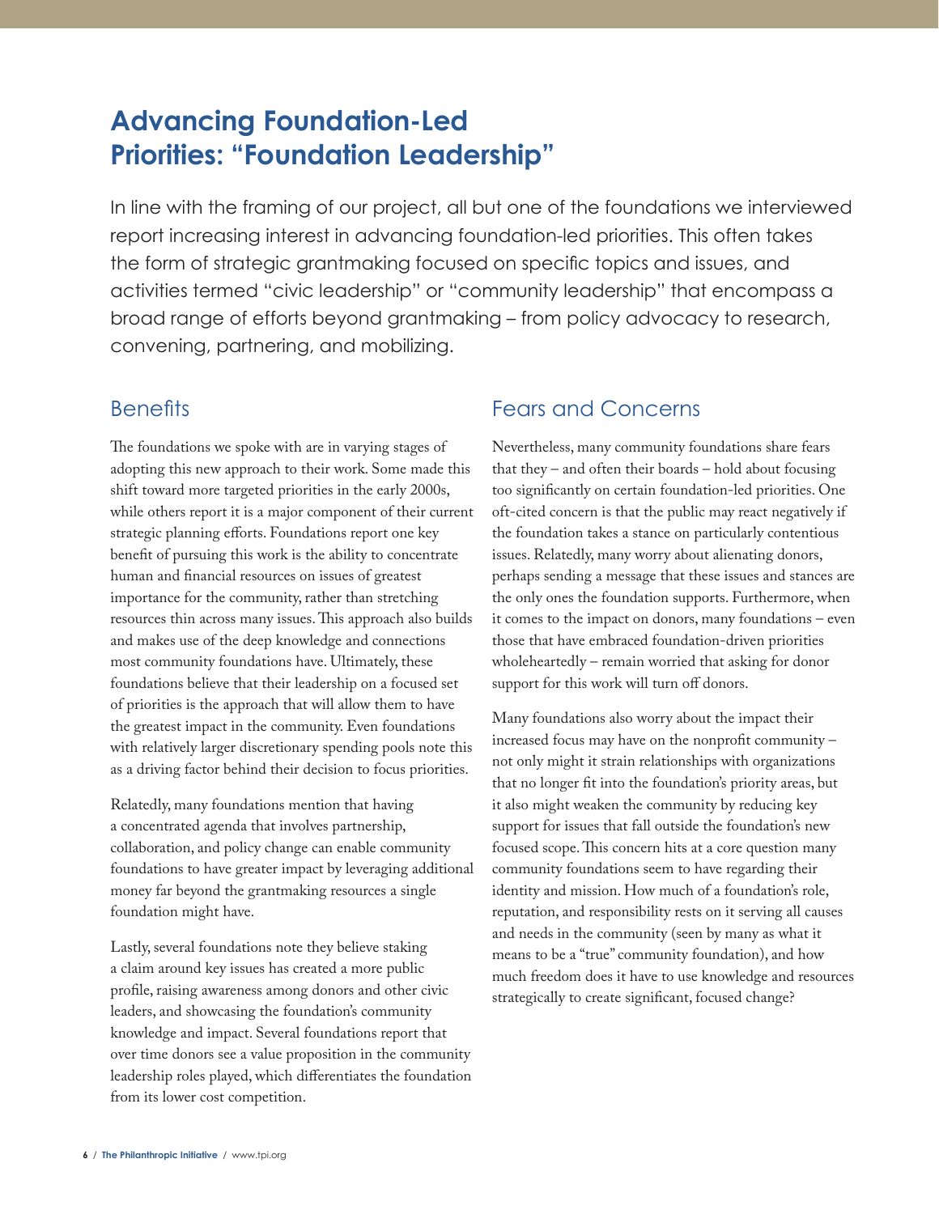# Advancing Foundation-Led Priorities: "Foundation Leadership"

In line with the framing of our project, all but one of the foundations we interviewed report increasing interest in advancing foundation-led priorities. This often takes the form of strategic grantmaking focused on specific topics and issues, and activities termed "civic leadership" or "community leadership" that encompass a broad range of efforts beyond grantmaking – from policy advocacy to research, convening, partnering, and mobilizing.

## Benefits

The foundations we spoke with are in varying stages of adopting this new approach to their work. Some made this shift toward more targeted priorities in the early 2000s, while others report it is a major component of their current strategic planning efforts. Foundations report one key benefit of pursuing this work is the ability to concentrate human and financial resources on issues of greatest importance for the community, rather than stretching resources thin across many issues. This approach also builds and makes use of the deep knowledge and connections most community foundations have. Ultimately, these foundations believe that their leadership on a focused set of priorities is the approach that will allow them to have the greatest impact in the community. Even foundations with relatively larger discretionary spending pools note this as a driving factor behind their decision to focus priorities.

Relatedly, many foundations mention that having a concentrated agenda that involves partnership, collaboration, and policy change can enable community foundations to have greater impact by leveraging additional money far beyond the grantmaking resources a single foundation might have.

Lastly, several foundations note they believe staking a claim around key issues has created a more public profile, raising awareness among donors and other civic leaders, and showcasing the foundation's community knowledge and impact. Several foundations report that over time donors see a value proposition in the community leadership roles played, which differentiates the foundation from its lower cost competition.

## Fears and Concerns

Nevertheless, many community foundations share fears that they – and often their boards – hold about focusing too significantly on certain foundation-led priorities. One oft-cited concern is that the public may react negatively if the foundation takes a stance on particularly contentious issues. Relatedly, many worry about alienating donors, perhaps sending a message that these issues and stances are the only ones the foundation supports. Furthermore, when it comes to the impact on donors, many foundations – even those that have embraced foundation-driven priorities wholeheartedly – remain worried that asking for donor support for this work will turn off donors.

Many foundations also worry about the impact their increased focus may have on the nonprofit community – not only might it strain relationships with organizations that no longer fit into the foundation's priority areas, but it also might weaken the community by reducing key support for issues that fall outside the foundation's new focused scope. This concern hits at a core question many community foundations seem to have regarding their identity and mission. How much of a foundation's role, reputation, and responsibility rests on it serving all causes and needs in the community (seen by many as what it means to be a "true" community foundation), and how much freedom does it have to use knowledge and resources strategically to create significant, focused change?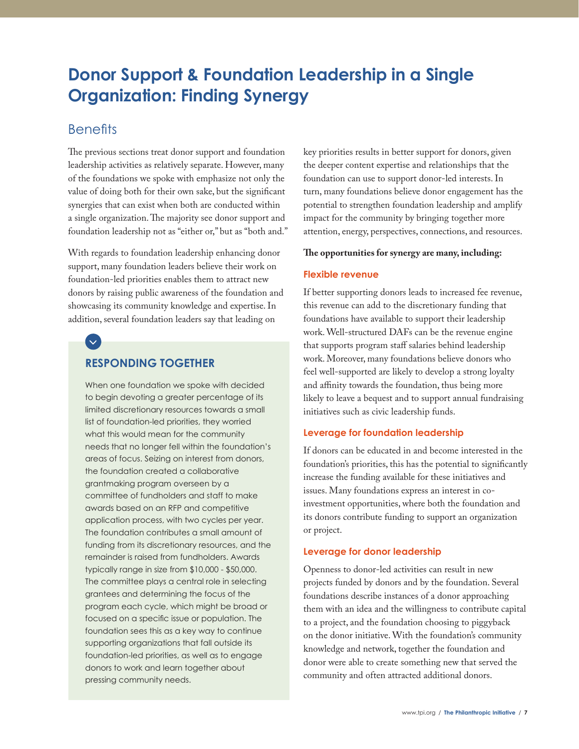# Donor Support & Foundation Leadership in a Single Organization: Finding Synergy

## Benefits

The previous sections treat donor support and foundation leadership activities as relatively separate. However, many of the foundations we spoke with emphasize not only the value of doing both for their own sake, but the significant synergies that can exist when both are conducted within a single organization. The majority see donor support and foundation leadership not as "either or," but as "both and."

With regards to foundation leadership enhancing donor support, many foundation leaders believe their work on foundation-led priorities enables them to attract new donors by raising public awareness of the foundation and showcasing its community knowledge and expertise. In addition, several foundation leaders say that leading on key priorities results in better support for donors, given the deeper content expertise and relationships that the foundation can use to support donor-led interests. In turn, many foundations believe donor engagement has the potential to strengthen foundation leadership and amplify impact for the community by bringing together more attention, energy, perspectives, connections, and resources.

### RESPONDING TOGETHER

When one foundation we spoke with decided to begin devoting a greater percentage of its limited discretionary resources towards a small list of foundation-led priorities, they worried what this would mean for the community needs that no longer fell within the foundation's areas of focus. Seizing on interest from donors, the foundation created a collaborative grantmaking program overseen by a committee of fundholders and staff to make awards based on an RFP and competitive application process, with two cycles per year. The foundation contributes a small amount of funding from its discretionary resources, and the remainder is raised from fundholders. Awards typically range in size from $10,000 - $50,000. The committee plays a central role in selecting grantees and determining the focus of the program each cycle, which might be broad or focused on a specific issue or population. The foundation sees this as a key way to continue supporting organizations that fall outside its foundation-led priorities, as well as to engage donors to work and learn together about pressing community needs.

**The opportunities for synergy are many, including:**

### Flexible revenue

If better supporting donors leads to increased fee revenue, this revenue can add to the discretionary funding that foundations have available to support their leadership work. Well-structured DAFs can be the revenue engine that supports program staff salaries behind leadership work. Moreover, many foundations believe donors who feel well-supported are likely to develop a strong loyalty and affinity towards the foundation, thus being more likely to leave a bequest and to support annual fundraising initiatives such as civic leadership funds.

### Leverage for foundation leadership

If donors can be educated in and become interested in the foundation's priorities, this has the potential to significantly increase the funding available for these initiatives and issues. Many foundations express an interest in co-investment opportunities, where both the foundation and its donors contribute funding to support an organization or project.

### Leverage for donor leadership

Openness to donor-led activities can result in new projects funded by donors and by the foundation. Several foundations describe instances of a donor approaching them with an idea and the willingness to contribute capital to a project, and the foundation choosing to piggyback on the donor initiative. With the foundation's community knowledge and network, together the foundation and donor were able to create something new that served the community and often attracted additional donors.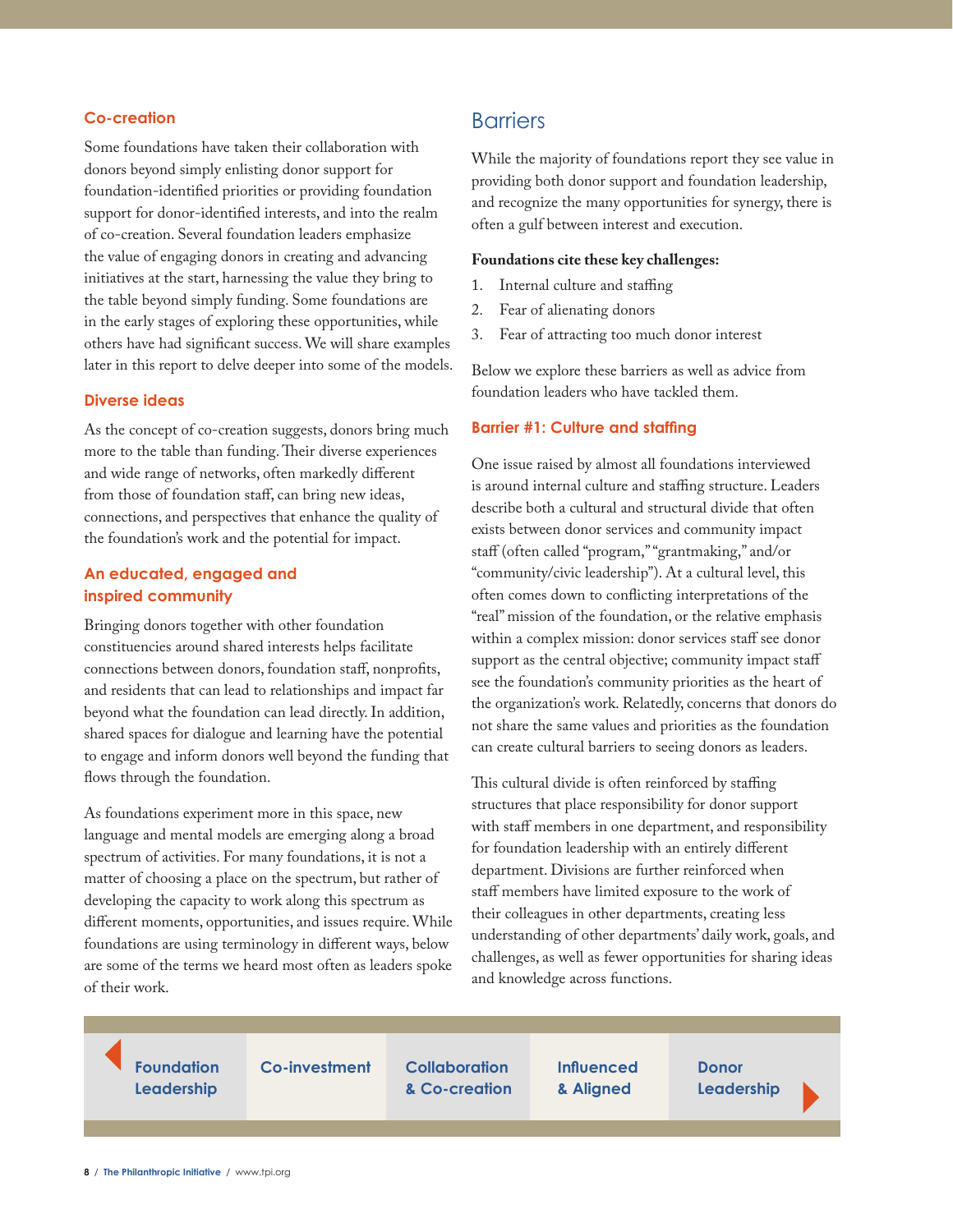### Co-creation

Some foundations have taken their collaboration with donors beyond simply enlisting donor support for foundation-identified priorities or providing foundation support for donor-identified interests, and into the realm of co-creation. Several foundation leaders emphasize the value of engaging donors in creating and advancing initiatives at the start, harnessing the value they bring to the table beyond simply funding. Some foundations are in the early stages of exploring these opportunities, while others have had significant success. We will share examples later in this report to delve deeper into some of the models.

### Diverse ideas

As the concept of co-creation suggests, donors bring much more to the table than funding. Their diverse experiences and wide range of networks, often markedly different from those of foundation staff, can bring new ideas, connections, and perspectives that enhance the quality of the foundation's work and the potential for impact.

### An educated, engaged and inspired community

Bringing donors together with other foundation constituencies around shared interests helps facilitate connections between donors, foundation staff, nonprofits, and residents that can lead to relationships and impact far beyond what the foundation can lead directly. In addition, shared spaces for dialogue and learning have the potential to engage and inform donors well beyond the funding that flows through the foundation.

As foundations experiment more in this space, new language and mental models are emerging along a broad spectrum of activities. For many foundations, it is not a matter of choosing a place on the spectrum, but rather of developing the capacity to work along this spectrum as different moments, opportunities, and issues require. While foundations are using terminology in different ways, below are some of the terms we heard most often as leaders spoke of their work.

## Barriers

While the majority of foundations report they see value in providing both donor support and foundation leadership, and recognize the many opportunities for synergy, there is often a gulf between interest and execution.

**Foundations cite these key challenges:**

1. Internal culture and staffing
2. Fear of alienating donors
3. Fear of attracting too much donor interest

Below we explore these barriers as well as advice from foundation leaders who have tackled them.

### Barrier #1: Culture and staffing

One issue raised by almost all foundations interviewed is around internal culture and staffing structure. Leaders describe both a cultural and structural divide that often exists between donor services and community impact staff (often called "program," "grantmaking," and/or "community/civic leadership"). At a cultural level, this often comes down to conflicting interpretations of the "real" mission of the foundation, or the relative emphasis within a complex mission: donor services staff see donor support as the central objective; community impact staff see the foundation's community priorities as the heart of the organization's work. Relatedly, concerns that donors do not share the same values and priorities as the foundation can create cultural barriers to seeing donors as leaders.

This cultural divide is often reinforced by staffing structures that place responsibility for donor support with staff members in one department, and responsibility for foundation leadership with an entirely different department. Divisions are further reinforced when staff members have limited exposure to the work of their colleagues in other departments, creating less understanding of other departments' daily work, goals, and challenges, as well as fewer opportunities for sharing ideas and knowledge across functions.

| Foundation Leadership | Co-investment | Collaboration & Co-creation | Influenced & Aligned | Donor Leadership |
|---|---|---|---|---|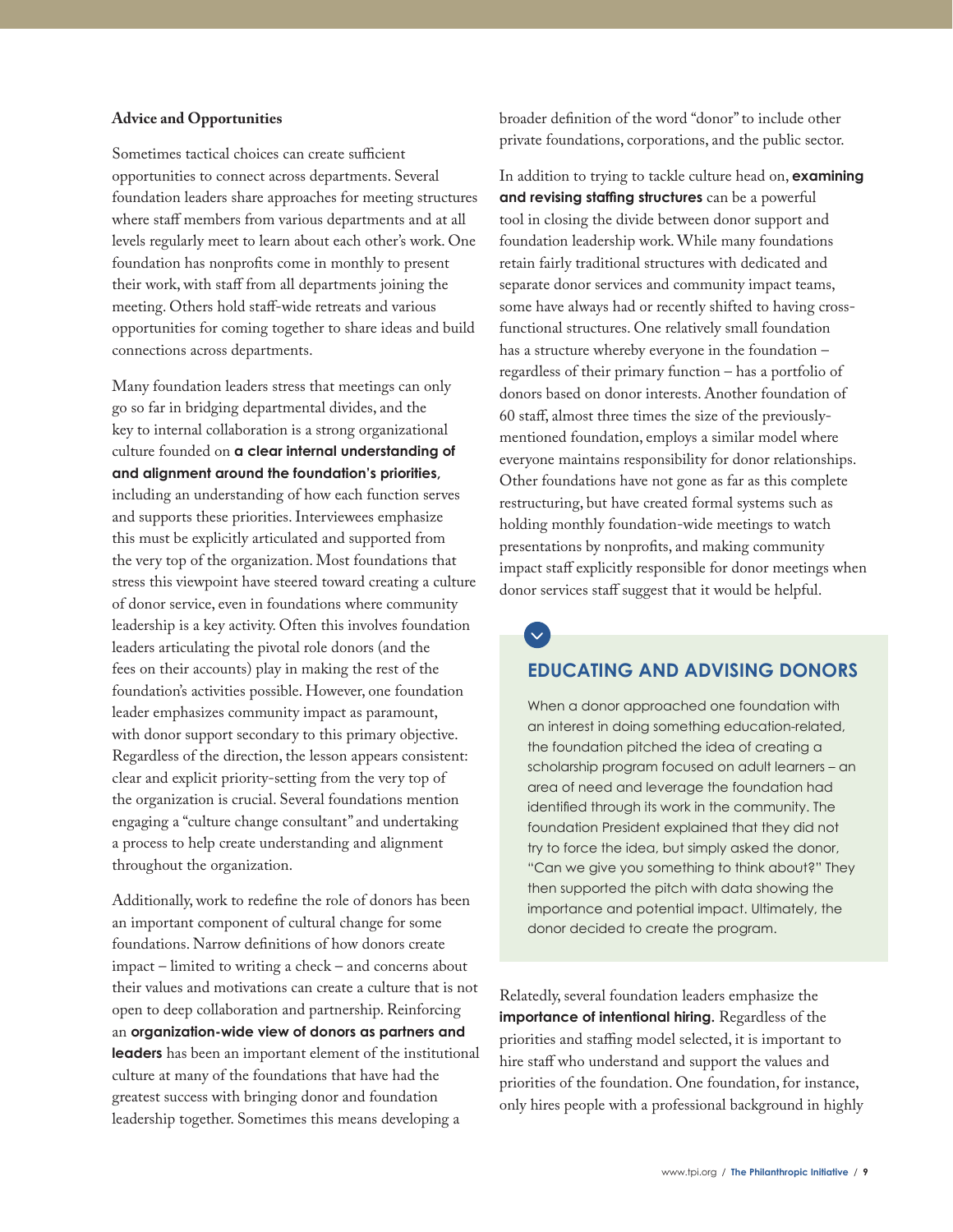**Advice and Opportunities**

Sometimes tactical choices can create sufficient opportunities to connect across departments. Several foundation leaders share approaches for meeting structures where staff members from various departments and at all levels regularly meet to learn about each other's work. One foundation has nonprofits come in monthly to present their work, with staff from all departments joining the meeting. Others hold staff-wide retreats and various opportunities for coming together to share ideas and build connections across departments.

Many foundation leaders stress that meetings can only go so far in bridging departmental divides, and the key to internal collaboration is a strong organizational culture founded on **a clear internal understanding of and alignment around the foundation's priorities,** including an understanding of how each function serves and supports these priorities. Interviewees emphasize this must be explicitly articulated and supported from the very top of the organization. Most foundations that stress this viewpoint have steered toward creating a culture of donor service, even in foundations where community leadership is a key activity. Often this involves foundation leaders articulating the pivotal role donors (and the fees on their accounts) play in making the rest of the foundation's activities possible. However, one foundation leader emphasizes community impact as paramount, with donor support secondary to this primary objective. Regardless of the direction, the lesson appears consistent: clear and explicit priority-setting from the very top of the organization is crucial. Several foundations mention engaging a "culture change consultant" and undertaking a process to help create understanding and alignment throughout the organization.

Additionally, work to redefine the role of donors has been an important component of cultural change for some foundations. Narrow definitions of how donors create impact – limited to writing a check – and concerns about their values and motivations can create a culture that is not open to deep collaboration and partnership. Reinforcing an **organization-wide view of donors as partners and leaders** has been an important element of the institutional culture at many of the foundations that have had the greatest success with bringing donor and foundation leadership together. Sometimes this means developing a broader definition of the word "donor" to include other private foundations, corporations, and the public sector.

In addition to trying to tackle culture head on, **examining and revising staffing structures** can be a powerful tool in closing the divide between donor support and foundation leadership work. While many foundations retain fairly traditional structures with dedicated and separate donor services and community impact teams, some have always had or recently shifted to having cross-functional structures. One relatively small foundation has a structure whereby everyone in the foundation – regardless of their primary function – has a portfolio of donors based on donor interests. Another foundation of 60 staff, almost three times the size of the previously-mentioned foundation, employs a similar model where everyone maintains responsibility for donor relationships. Other foundations have not gone as far as this complete restructuring, but have created formal systems such as holding monthly foundation-wide meetings to watch presentations by nonprofits, and making community impact staff explicitly responsible for donor meetings when donor services staff suggest that it would be helpful.

### EDUCATING AND ADVISING DONORS

When a donor approached one foundation with an interest in doing something education-related, the foundation pitched the idea of creating a scholarship program focused on adult learners – an area of need and leverage the foundation had identified through its work in the community. The foundation President explained that they did not try to force the idea, but simply asked the donor, "Can we give you something to think about?" They then supported the pitch with data showing the importance and potential impact. Ultimately, the donor decided to create the program.

Relatedly, several foundation leaders emphasize the **importance of intentional hiring.** Regardless of the priorities and staffing model selected, it is important to hire staff who understand and support the values and priorities of the foundation. One foundation, for instance, only hires people with a professional background in highly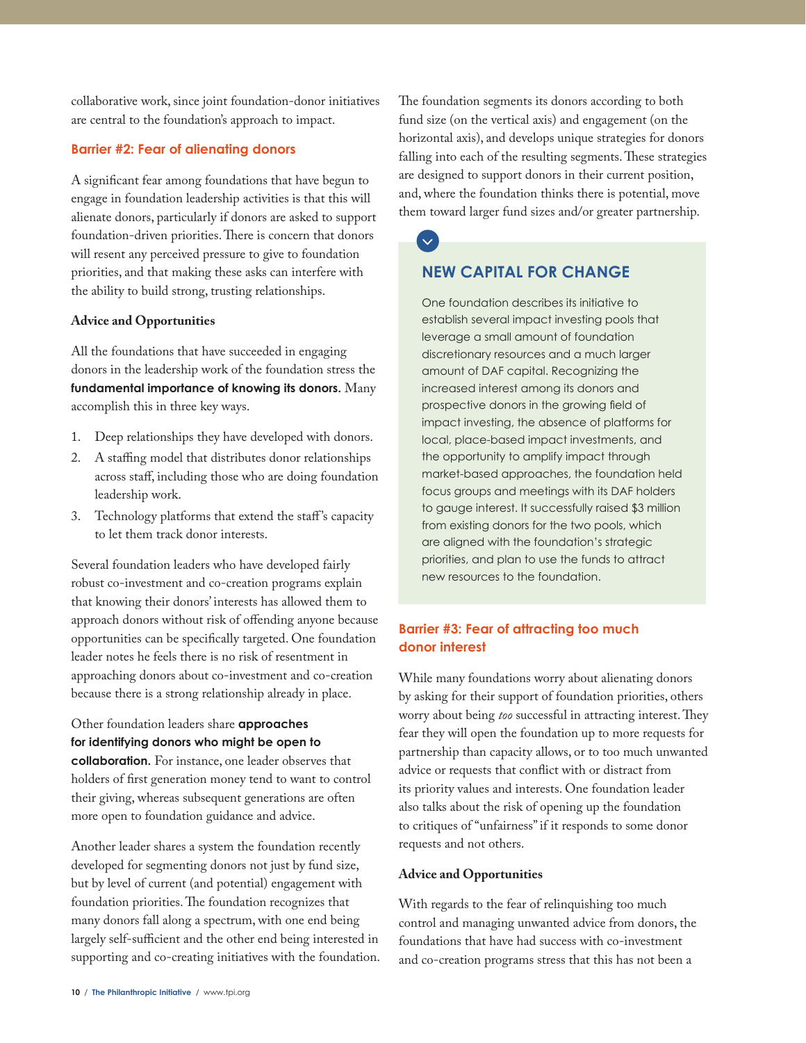collaborative work, since joint foundation-donor initiatives are central to the foundation's approach to impact.

### Barrier #2: Fear of alienating donors

A significant fear among foundations that have begun to engage in foundation leadership activities is that this will alienate donors, particularly if donors are asked to support foundation-driven priorities. There is concern that donors will resent any perceived pressure to give to foundation priorities, and that making these asks can interfere with the ability to build strong, trusting relationships.

#### Advice and Opportunities

All the foundations that have succeeded in engaging donors in the leadership work of the foundation stress the **fundamental importance of knowing its donors.** Many accomplish this in three key ways.

1. Deep relationships they have developed with donors.
2. A staffing model that distributes donor relationships across staff, including those who are doing foundation leadership work.
3. Technology platforms that extend the staff's capacity to let them track donor interests.

Several foundation leaders who have developed fairly robust co-investment and co-creation programs explain that knowing their donors' interests has allowed them to approach donors without risk of offending anyone because opportunities can be specifically targeted. One foundation leader notes he feels there is no risk of resentment in approaching donors about co-investment and co-creation because there is a strong relationship already in place.

Other foundation leaders share **approaches for identifying donors who might be open to collaboration.** For instance, one leader observes that holders of first generation money tend to want to control their giving, whereas subsequent generations are often more open to foundation guidance and advice.

Another leader shares a system the foundation recently developed for segmenting donors not just by fund size, but by level of current (and potential) engagement with foundation priorities. The foundation recognizes that many donors fall along a spectrum, with one end being largely self-sufficient and the other end being interested in supporting and co-creating initiatives with the foundation. The foundation segments its donors according to both fund size (on the vertical axis) and engagement (on the horizontal axis), and develops unique strategies for donors falling into each of the resulting segments. These strategies are designed to support donors in their current position, and, where the foundation thinks there is potential, move them toward larger fund sizes and/or greater partnership.

#### NEW CAPITAL FOR CHANGE

One foundation describes its initiative to establish several impact investing pools that leverage a small amount of foundation discretionary resources and a much larger amount of DAF capital. Recognizing the increased interest among its donors and prospective donors in the growing field of impact investing, the absence of platforms for local, place-based impact investments, and the opportunity to amplify impact through market-based approaches, the foundation held focus groups and meetings with its DAF holders to gauge interest. It successfully raised $3 million from existing donors for the two pools, which are aligned with the foundation's strategic priorities, and plan to use the funds to attract new resources to the foundation.

### Barrier #3: Fear of attracting too much donor interest

While many foundations worry about alienating donors by asking for their support of foundation priorities, others worry about being *too* successful in attracting interest. They fear they will open the foundation up to more requests for partnership than capacity allows, or to too much unwanted advice or requests that conflict with or distract from its priority values and interests. One foundation leader also talks about the risk of opening up the foundation to critiques of "unfairness" if it responds to some donor requests and not others.

#### Advice and Opportunities

With regards to the fear of relinquishing too much control and managing unwanted advice from donors, the foundations that have had success with co-investment and co-creation programs stress that this has not been a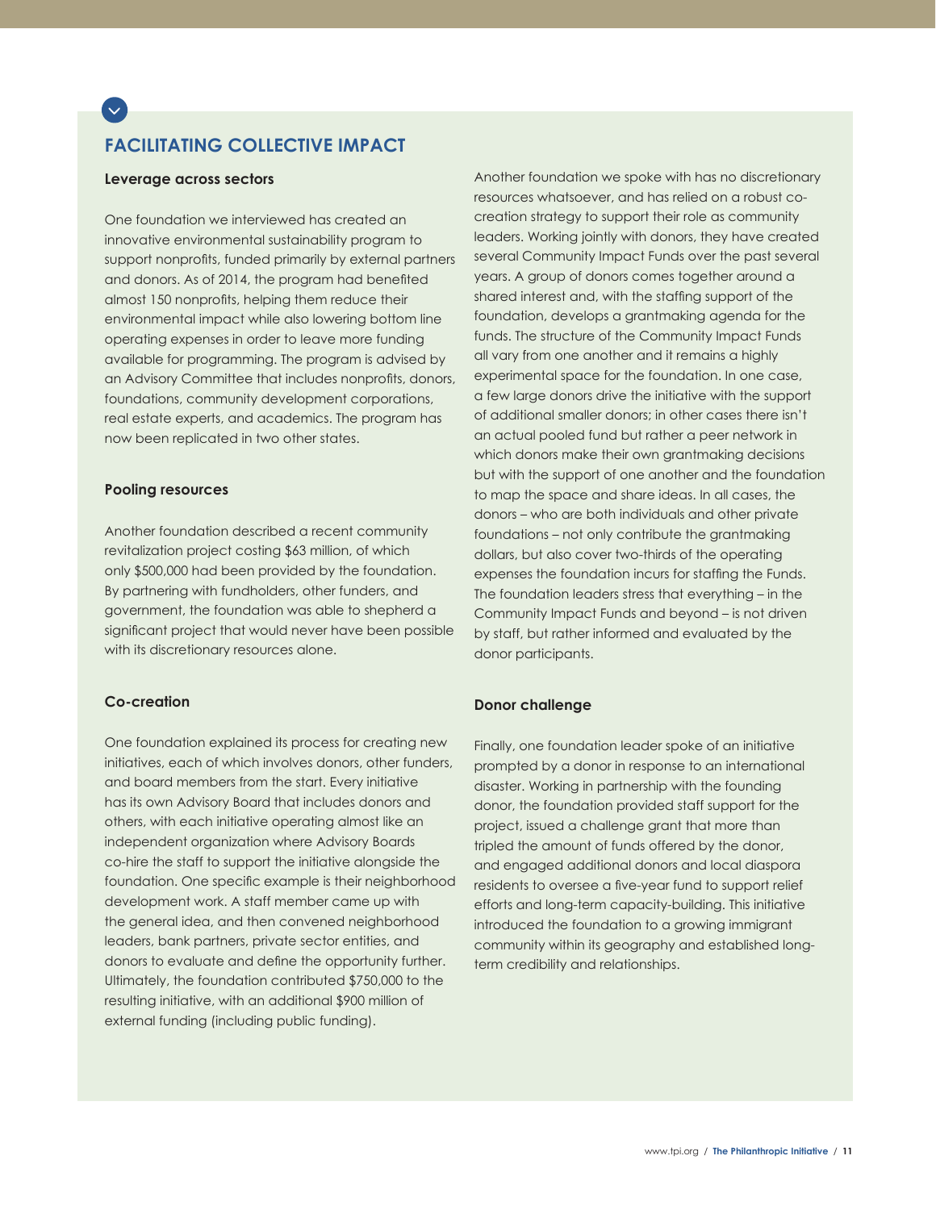## FACILITATING COLLECTIVE IMPACT

### Leverage across sectors

One foundation we interviewed has created an innovative environmental sustainability program to support nonprofits, funded primarily by external partners and donors. As of 2014, the program had benefited almost 150 nonprofits, helping them reduce their environmental impact while also lowering bottom line operating expenses in order to leave more funding available for programming. The program is advised by an Advisory Committee that includes nonprofits, donors, foundations, community development corporations, real estate experts, and academics. The program has now been replicated in two other states.

### Pooling resources

Another foundation described a recent community revitalization project costing $63 million, of which only $500,000 had been provided by the foundation. By partnering with fundholders, other funders, and government, the foundation was able to shepherd a significant project that would never have been possible with its discretionary resources alone.

### Co-creation

One foundation explained its process for creating new initiatives, each of which involves donors, other funders, and board members from the start. Every initiative has its own Advisory Board that includes donors and others, with each initiative operating almost like an independent organization where Advisory Boards co-hire the staff to support the initiative alongside the foundation. One specific example is their neighborhood development work. A staff member came up with the general idea, and then convened neighborhood leaders, bank partners, private sector entities, and donors to evaluate and define the opportunity further. Ultimately, the foundation contributed $750,000 to the resulting initiative, with an additional $900 million of external funding (including public funding).

Another foundation we spoke with has no discretionary resources whatsoever, and has relied on a robust co-creation strategy to support their role as community leaders. Working jointly with donors, they have created several Community Impact Funds over the past several years. A group of donors comes together around a shared interest and, with the staffing support of the foundation, develops a grantmaking agenda for the funds. The structure of the Community Impact Funds all vary from one another and it remains a highly experimental space for the foundation. In one case, a few large donors drive the initiative with the support of additional smaller donors; in other cases there isn't an actual pooled fund but rather a peer network in which donors make their own grantmaking decisions but with the support of one another and the foundation to map the space and share ideas. In all cases, the donors – who are both individuals and other private foundations – not only contribute the grantmaking dollars, but also cover two-thirds of the operating expenses the foundation incurs for staffing the Funds. The foundation leaders stress that everything – in the Community Impact Funds and beyond – is not driven by staff, but rather informed and evaluated by the donor participants.

### Donor challenge

Finally, one foundation leader spoke of an initiative prompted by a donor in response to an international disaster. Working in partnership with the founding donor, the foundation provided staff support for the project, issued a challenge grant that more than tripled the amount of funds offered by the donor, and engaged additional donors and local diaspora residents to oversee a five-year fund to support relief efforts and long-term capacity-building. This initiative introduced the foundation to a growing immigrant community within its geography and established long-term credibility and relationships.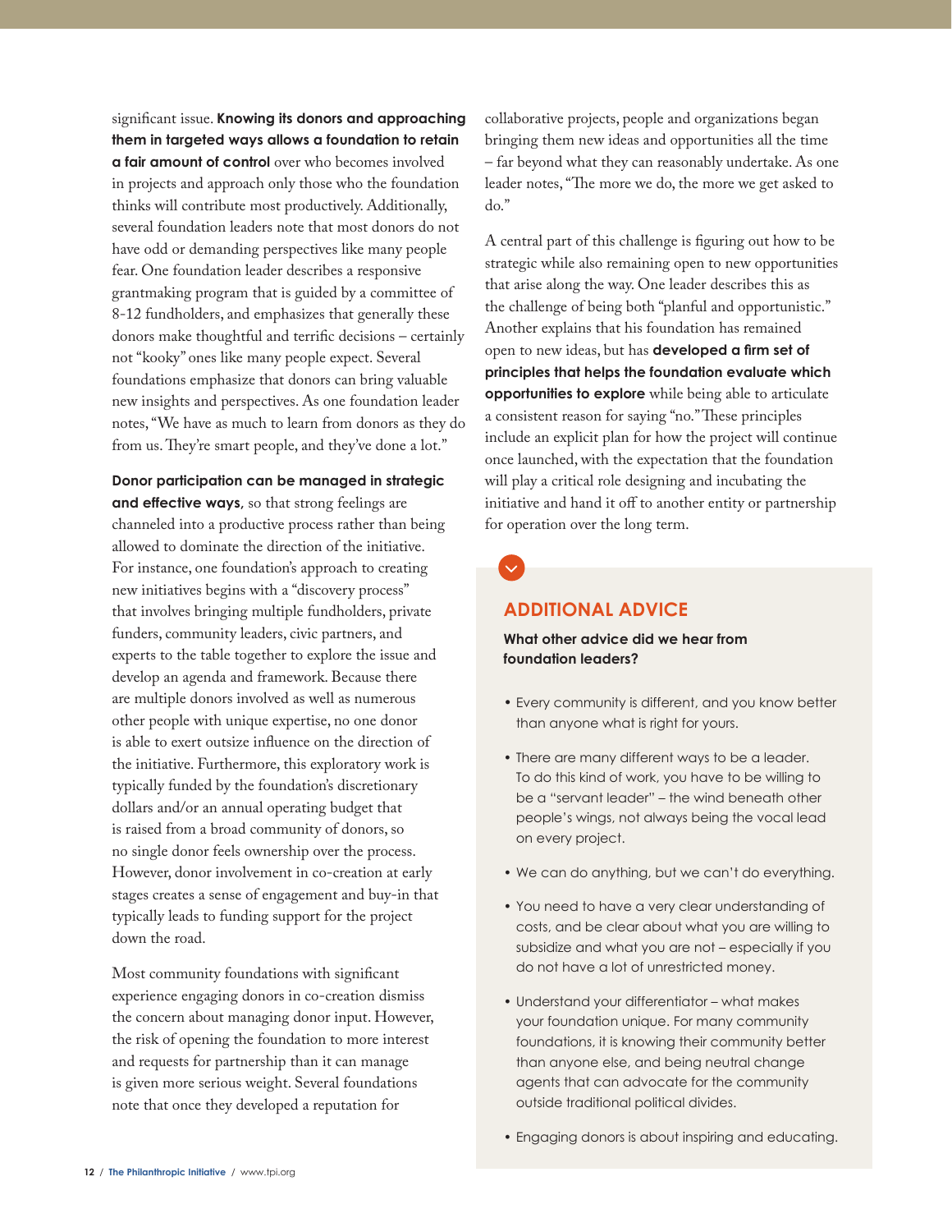significant issue. **Knowing its donors and approaching them in targeted ways allows a foundation to retain a fair amount of control** over who becomes involved in projects and approach only those who the foundation thinks will contribute most productively. Additionally, several foundation leaders note that most donors do not have odd or demanding perspectives like many people fear. One foundation leader describes a responsive grantmaking program that is guided by a committee of 8-12 fundholders, and emphasizes that generally these donors make thoughtful and terrific decisions – certainly not "kooky" ones like many people expect. Several foundations emphasize that donors can bring valuable new insights and perspectives. As one foundation leader notes, "We have as much to learn from donors as they do from us. They're smart people, and they've done a lot."

**Donor participation can be managed in strategic and effective ways**, so that strong feelings are channeled into a productive process rather than being allowed to dominate the direction of the initiative. For instance, one foundation's approach to creating new initiatives begins with a "discovery process" that involves bringing multiple fundholders, private funders, community leaders, civic partners, and experts to the table together to explore the issue and develop an agenda and framework. Because there are multiple donors involved as well as numerous other people with unique expertise, no one donor is able to exert outsize influence on the direction of the initiative. Furthermore, this exploratory work is typically funded by the foundation's discretionary dollars and/or an annual operating budget that is raised from a broad community of donors, so no single donor feels ownership over the process. However, donor involvement in co-creation at early stages creates a sense of engagement and buy-in that typically leads to funding support for the project down the road.

Most community foundations with significant experience engaging donors in co-creation dismiss the concern about managing donor input. However, the risk of opening the foundation to more interest and requests for partnership than it can manage is given more serious weight. Several foundations note that once they developed a reputation for collaborative projects, people and organizations began bringing them new ideas and opportunities all the time – far beyond what they can reasonably undertake. As one leader notes, "The more we do, the more we get asked to do."

A central part of this challenge is figuring out how to be strategic while also remaining open to new opportunities that arise along the way. One leader describes this as the challenge of being both "planful and opportunistic." Another explains that his foundation has remained open to new ideas, but has **developed a firm set of principles that helps the foundation evaluate which opportunities to explore** while being able to articulate a consistent reason for saying "no." These principles include an explicit plan for how the project will continue once launched, with the expectation that the foundation will play a critical role designing and incubating the initiative and hand it off to another entity or partnership for operation over the long term.

## ADDITIONAL ADVICE

**What other advice did we hear from foundation leaders?**

- Every community is different, and you know better than anyone what is right for yours.
- There are many different ways to be a leader. To do this kind of work, you have to be willing to be a "servant leader" – the wind beneath other people's wings, not always being the vocal lead on every project.
- We can do anything, but we can't do everything.
- You need to have a very clear understanding of costs, and be clear about what you are willing to subsidize and what you are not – especially if you do not have a lot of unrestricted money.
- Understand your differentiator – what makes your foundation unique. For many community foundations, it is knowing their community better than anyone else, and being neutral change agents that can advocate for the community outside traditional political divides.
- Engaging donors is about inspiring and educating.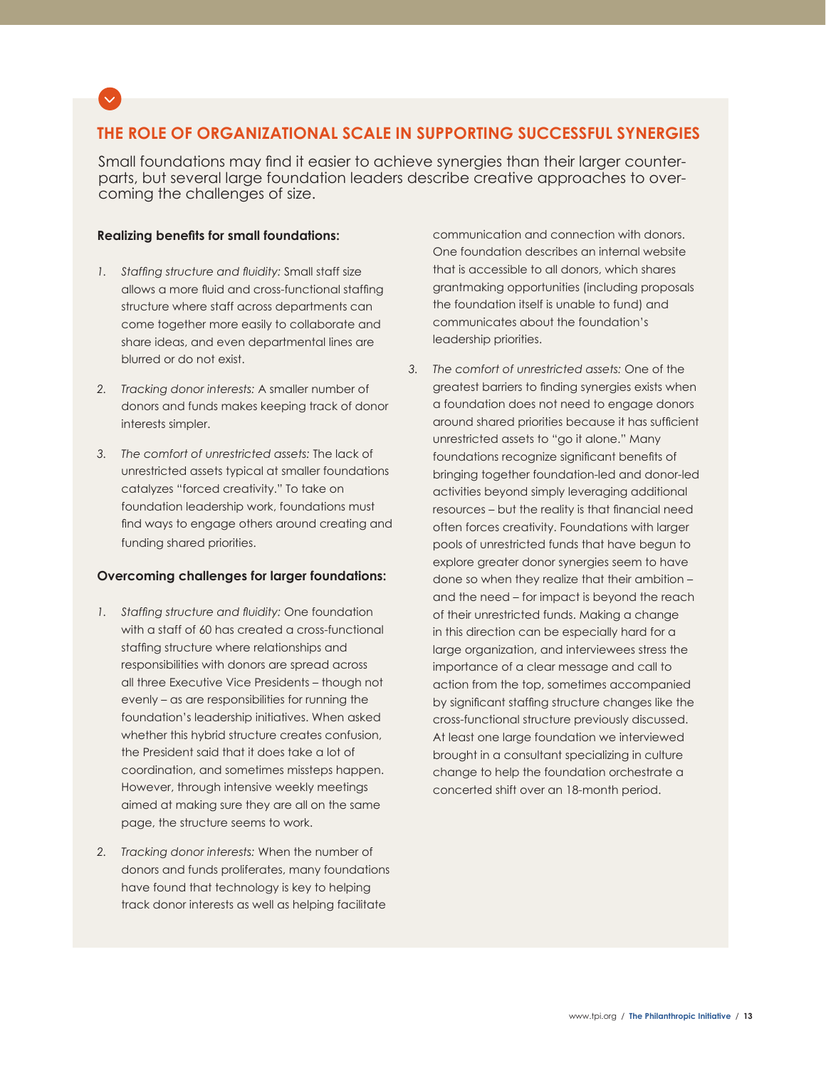## THE ROLE OF ORGANIZATIONAL SCALE IN SUPPORTING SUCCESSFUL SYNERGIES

Small foundations may find it easier to achieve synergies than their larger counterparts, but several large foundation leaders describe creative approaches to overcoming the challenges of size.

**Realizing benefits for small foundations:**

1. *Staffing structure and fluidity:* Small staff size allows a more fluid and cross-functional staffing structure where staff across departments can come together more easily to collaborate and share ideas, and even departmental lines are blurred or do not exist.

2. *Tracking donor interests:* A smaller number of donors and funds makes keeping track of donor interests simpler.

3. *The comfort of unrestricted assets:* The lack of unrestricted assets typical at smaller foundations catalyzes "forced creativity." To take on foundation leadership work, foundations must find ways to engage others around creating and funding shared priorities.

**Overcoming challenges for larger foundations:**

1. *Staffing structure and fluidity:* One foundation with a staff of 60 has created a cross-functional staffing structure where relationships and responsibilities with donors are spread across all three Executive Vice Presidents – though not evenly – as are responsibilities for running the foundation's leadership initiatives. When asked whether this hybrid structure creates confusion, the President said that it does take a lot of coordination, and sometimes missteps happen. However, through intensive weekly meetings aimed at making sure they are all on the same page, the structure seems to work.

2. *Tracking donor interests:* When the number of donors and funds proliferates, many foundations have found that technology is key to helping track donor interests as well as helping facilitate communication and connection with donors. One foundation describes an internal website that is accessible to all donors, which shares grantmaking opportunities (including proposals the foundation itself is unable to fund) and communicates about the foundation's leadership priorities.

3. *The comfort of unrestricted assets:* One of the greatest barriers to finding synergies exists when a foundation does not need to engage donors around shared priorities because it has sufficient unrestricted assets to "go it alone." Many foundations recognize significant benefits of bringing together foundation-led and donor-led activities beyond simply leveraging additional resources – but the reality is that financial need often forces creativity. Foundations with larger pools of unrestricted funds that have begun to explore greater donor synergies seem to have done so when they realize that their ambition – and the need – for impact is beyond the reach of their unrestricted funds. Making a change in this direction can be especially hard for a large organization, and interviewees stress the importance of a clear message and call to action from the top, sometimes accompanied by significant staffing structure changes like the cross-functional structure previously discussed. At least one large foundation we interviewed brought in a consultant specializing in culture change to help the foundation orchestrate a concerted shift over an 18-month period.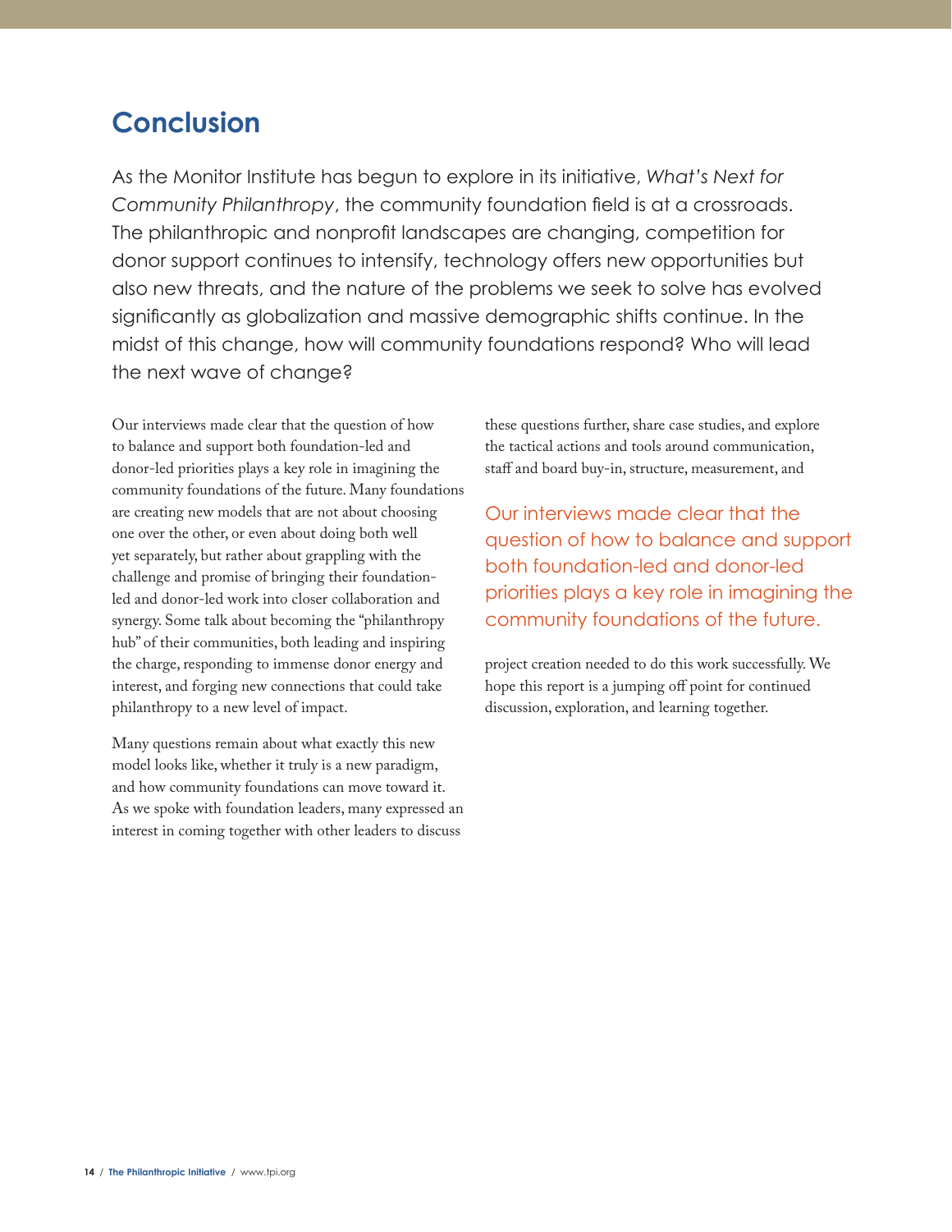## Conclusion

As the Monitor Institute has begun to explore in its initiative, *What's Next for Community Philanthropy*, the community foundation field is at a crossroads. The philanthropic and nonprofit landscapes are changing, competition for donor support continues to intensify, technology offers new opportunities but also new threats, and the nature of the problems we seek to solve has evolved significantly as globalization and massive demographic shifts continue. In the midst of this change, how will community foundations respond? Who will lead the next wave of change?

Our interviews made clear that the question of how to balance and support both foundation-led and donor-led priorities plays a key role in imagining the community foundations of the future. Many foundations are creating new models that are not about choosing one over the other, or even about doing both well yet separately, but rather about grappling with the challenge and promise of bringing their foundation-led and donor-led work into closer collaboration and synergy. Some talk about becoming the "philanthropy hub" of their communities, both leading and inspiring the charge, responding to immense donor energy and interest, and forging new connections that could take philanthropy to a new level of impact.

Many questions remain about what exactly this new model looks like, whether it truly is a new paradigm, and how community foundations can move toward it. As we spoke with foundation leaders, many expressed an interest in coming together with other leaders to discuss these questions further, share case studies, and explore the tactical actions and tools around communication, staff and board buy-in, structure, measurement, and project creation needed to do this work successfully. We hope this report is a jumping off point for continued discussion, exploration, and learning together.

> Our interviews made clear that the question of how to balance and support both foundation-led and donor-led priorities plays a key role in imagining the community foundations of the future.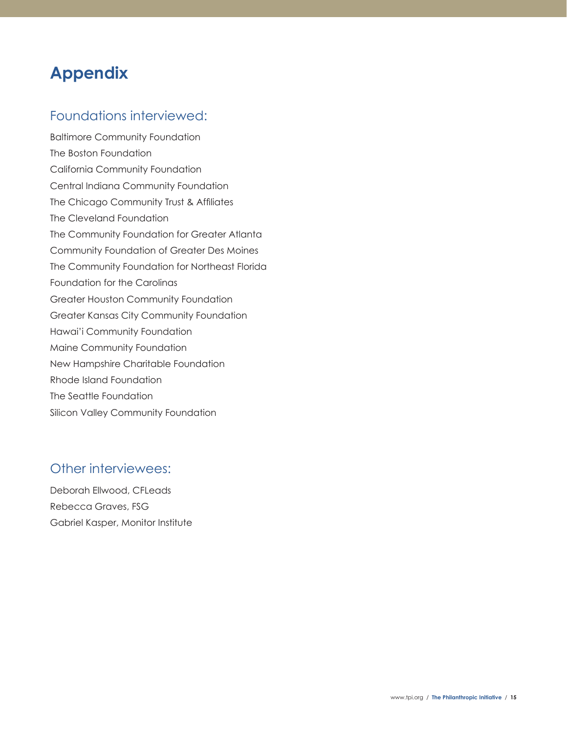# Appendix

## Foundations interviewed:

Baltimore Community Foundation
The Boston Foundation
California Community Foundation
Central Indiana Community Foundation
The Chicago Community Trust & Affiliates
The Cleveland Foundation
The Community Foundation for Greater Atlanta
Community Foundation of Greater Des Moines
The Community Foundation for Northeast Florida
Foundation for the Carolinas
Greater Houston Community Foundation
Greater Kansas City Community Foundation
Hawai'i Community Foundation
Maine Community Foundation
New Hampshire Charitable Foundation
Rhode Island Foundation
The Seattle Foundation
Silicon Valley Community Foundation

## Other interviewees:

Deborah Ellwood, CFLeads
Rebecca Graves, FSG
Gabriel Kasper, Monitor Institute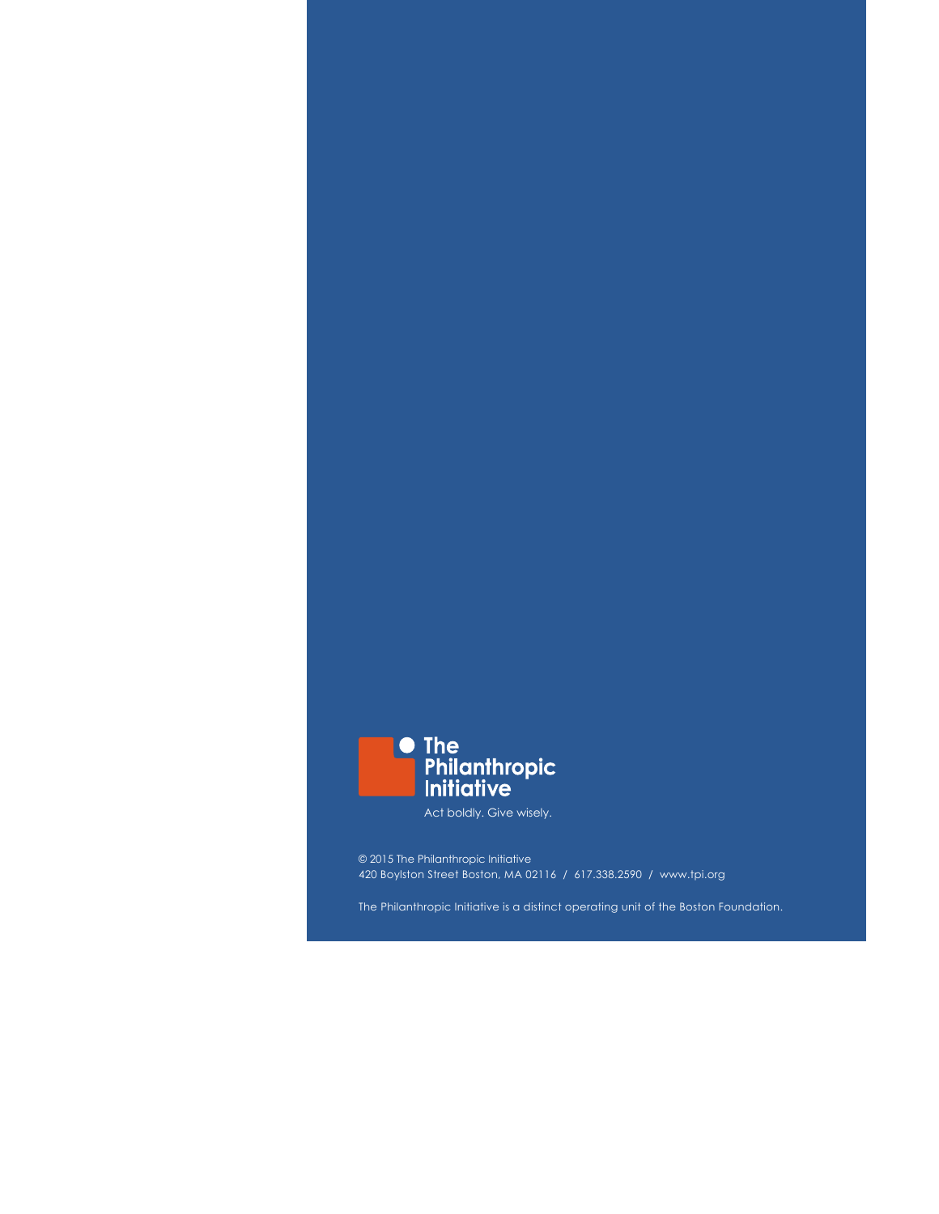The Philanthropic Initiative

Act boldly. Give wisely.

© 2015 The Philanthropic Initiative
420 Boylston Street Boston, MA 02116 / 617.338.2590 / www.tpi.org

The Philanthropic Initiative is a distinct operating unit of the Boston Foundation.